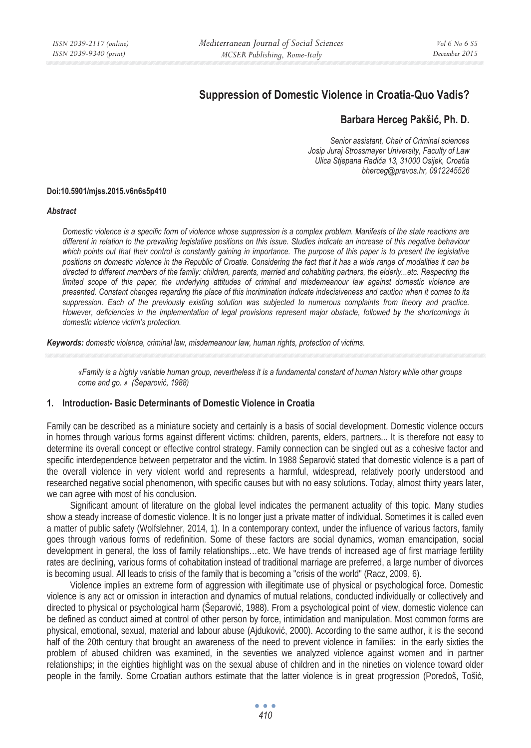# Suppression of Domestic Violence in Croatia-Quo Vadis?

**Barbara Herceg Pakšić, Ph. D.**

*Senior assistant, Chair of Criminal sciences*
*Josip Juraj Strossmayer University, Faculty of Law*
*Ulica Stjepana Radića 13, 31000 Osijek, Croatia*
*bherceg@pravos.hr, 0912245526*

**Doi:10.5901/mjss.2015.v6n6s5p410**

***Abstract***

*Domestic violence is a specific form of violence whose suppression is a complex problem. Manifests of the state reactions are different in relation to the prevailing legislative positions on this issue. Studies indicate an increase of this negative behaviour which points out that their control is constantly gaining in importance. The purpose of this paper is to present the legislative positions on domestic violence in the Republic of Croatia. Considering the fact that it has a wide range of modalities it can be directed to different members of the family: children, parents, married and cohabiting partners, the elderly...etc. Respecting the limited scope of this paper, the underlying attitudes of criminal and misdemeanour law against domestic violence are presented. Constant changes regarding the place of this incrimination indicate indecisiveness and caution when it comes to its suppression. Each of the previously existing solution was subjected to numerous complaints from theory and practice. However, deficiencies in the implementation of legal provisions represent major obstacle, followed by the shortcomings in domestic violence victim's protection.*

***Keywords:*** *domestic violence, criminal law, misdemeanour law, human rights, protection of victims.*

> *«Family is a highly variable human group, nevertheless it is a fundamental constant of human history while other groups come and go. » (Šeparović, 1988)*

## 1. Introduction- Basic Determinants of Domestic Violence in Croatia

Family can be described as a miniature society and certainly is a basis of social development. Domestic violence occurs in homes through various forms against different victims: children, parents, elders, partners... It is therefore not easy to determine its overall concept or effective control strategy. Family connection can be singled out as a cohesive factor and specific interdependence between perpetrator and the victim. In 1988 Šeparović stated that domestic violence is a part of the overall violence in very violent world and represents a harmful, widespread, relatively poorly understood and researched negative social phenomenon, with specific causes but with no easy solutions. Today, almost thirty years later, we can agree with most of his conclusion.

Significant amount of literature on the global level indicates the permanent actuality of this topic. Many studies show a steady increase of domestic violence. It is no longer just a private matter of individual. Sometimes it is called even a matter of public safety (Wolfslehner, 2014, 1). In a contemporary context, under the influence of various factors, family goes through various forms of redefinition. Some of these factors are social dynamics, woman emancipation, social development in general, the loss of family relationships…etc. We have trends of increased age of first marriage fertility rates are declining, various forms of cohabitation instead of traditional marriage are preferred, a large number of divorces is becoming usual. All leads to crisis of the family that is becoming a "crisis of the world" (Racz, 2009, 6).

Violence implies an extreme form of aggression with illegitimate use of physical or psychological force. Domestic violence is any act or omission in interaction and dynamics of mutual relations, conducted individually or collectively and directed to physical or psychological harm (Šeparović, 1988). From a psychological point of view, domestic violence can be defined as conduct aimed at control of other person by force, intimidation and manipulation. Most common forms are physical, emotional, sexual, material and labour abuse (Ajduković, 2000). According to the same author, it is the second half of the 20th century that brought an awareness of the need to prevent violence in families: in the early sixties the problem of abused children was examined, in the seventies we analyzed violence against women and in partner relationships; in the eighties highlight was on the sexual abuse of children and in the nineties on violence toward older people in the family. Some Croatian authors estimate that the latter violence is in great progression (Poredoš, Tošić,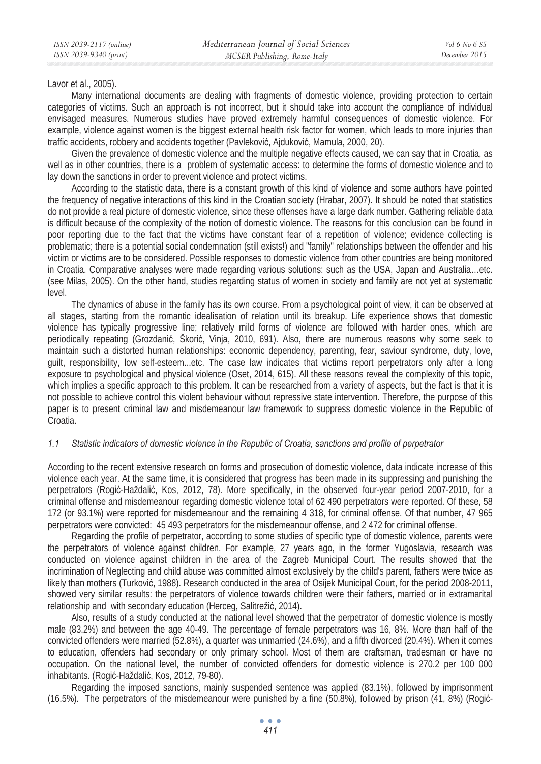Lavor et al., 2005).

Many international documents are dealing with fragments of domestic violence, providing protection to certain categories of victims. Such an approach is not incorrect, but it should take into account the compliance of individual envisaged measures. Numerous studies have proved extremely harmful consequences of domestic violence. For example, violence against women is the biggest external health risk factor for women, which leads to more injuries than traffic accidents, robbery and accidents together (Pavleković, Ajduković, Mamula, 2000, 20).

Given the prevalence of domestic violence and the multiple negative effects caused, we can say that in Croatia, as well as in other countries, there is a problem of systematic access: to determine the forms of domestic violence and to lay down the sanctions in order to prevent violence and protect victims.

According to the statistic data, there is a constant growth of this kind of violence and some authors have pointed the frequency of negative interactions of this kind in the Croatian society (Hrabar, 2007). It should be noted that statistics do not provide a real picture of domestic violence, since these offenses have a large dark number. Gathering reliable data is difficult because of the complexity of the notion of domestic violence. The reasons for this conclusion can be found in poor reporting due to the fact that the victims have constant fear of a repetition of violence; evidence collecting is problematic; there is a potential social condemnation (still exists!) and "family" relationships between the offender and his victim or victims are to be considered. Possible responses to domestic violence from other countries are being monitored in Croatia. Comparative analyses were made regarding various solutions: such as the USA, Japan and Australia…etc. (see Milas, 2005). On the other hand, studies regarding status of women in society and family are not yet at systematic level.

The dynamics of abuse in the family has its own course. From a psychological point of view, it can be observed at all stages, starting from the romantic idealisation of relation until its breakup. Life experience shows that domestic violence has typically progressive line; relatively mild forms of violence are followed with harder ones, which are periodically repeating (Grozdanić, Škorić, Vinja, 2010, 691). Also, there are numerous reasons why some seek to maintain such a distorted human relationships: economic dependency, parenting, fear, saviour syndrome, duty, love, guilt, responsibility, low self-esteem...etc. The case law indicates that victims report perpetrators only after a long exposure to psychological and physical violence (Oset, 2014, 615). All these reasons reveal the complexity of this topic, which implies a specific approach to this problem. It can be researched from a variety of aspects, but the fact is that it is not possible to achieve control this violent behaviour without repressive state intervention. Therefore, the purpose of this paper is to present criminal law and misdemeanour law framework to suppress domestic violence in the Republic of Croatia.

### *1.1 Statistic indicators of domestic violence in the Republic of Croatia, sanctions and profile of perpetrator*

According to the recent extensive research on forms and prosecution of domestic violence, data indicate increase of this violence each year. At the same time, it is considered that progress has been made in its suppressing and punishing the perpetrators (Rogić-Hažđalić, Kos, 2012, 78). More specifically, in the observed four-year period 2007-2010, for a criminal offense and misdemeanour regarding domestic violence total of 62 490 perpetrators were reported. Of these, 58 172 (or 93.1%) were reported for misdemeanour and the remaining 4 318, for criminal offense. Of that number, 47 965 perpetrators were convicted: 45 493 perpetrators for the misdemeanour offense, and 2 472 for criminal offense.

Regarding the profile of perpetrator, according to some studies of specific type of domestic violence, parents were the perpetrators of violence against children. For example, 27 years ago, in the former Yugoslavia, research was conducted on violence against children in the area of the Zagreb Municipal Court. The results showed that the incrimination of Neglecting and child abuse was committed almost exclusively by the child's parent, fathers were twice as likely than mothers (Turković, 1988). Research conducted in the area of Osijek Municipal Court, for the period 2008-2011, showed very similar results: the perpetrators of violence towards children were their fathers, married or in extramarital relationship and with secondary education (Herceg, Salitrežić, 2014).

Also, results of a study conducted at the national level showed that the perpetrator of domestic violence is mostly male (83.2%) and between the age 40-49. The percentage of female perpetrators was 16, 8%. More than half of the convicted offenders were married (52.8%), a quarter was unmarried (24.6%), and a fifth divorced (20.4%). When it comes to education, offenders had secondary or only primary school. Most of them are craftsman, tradesman or have no occupation. On the national level, the number of convicted offenders for domestic violence is 270.2 per 100 000 inhabitants. (Rogić-Hažđalić, Kos, 2012, 79-80).

Regarding the imposed sanctions, mainly suspended sentence was applied (83.1%), followed by imprisonment (16.5%). The perpetrators of the misdemeanour were punished by a fine (50.8%), followed by prison (41, 8%) (Rogić-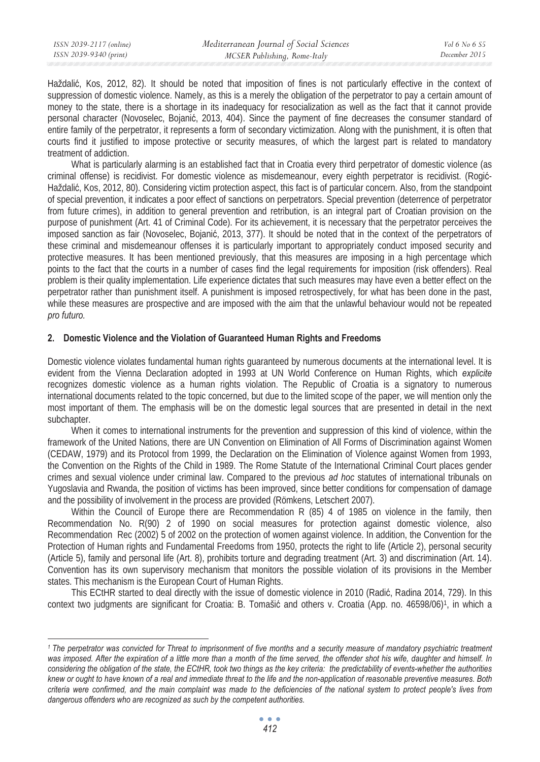Haždalić, Kos, 2012, 82). It should be noted that imposition of fines is not particularly effective in the context of suppression of domestic violence. Namely, as this is a merely the obligation of the perpetrator to pay a certain amount of money to the state, there is a shortage in its inadequacy for resocialization as well as the fact that it cannot provide personal character (Novoselec, Bojanić, 2013, 404). Since the payment of fine decreases the consumer standard of entire family of the perpetrator, it represents a form of secondary victimization. Along with the punishment, it is often that courts find it justified to impose protective or security measures, of which the largest part is related to mandatory treatment of addiction.

What is particularly alarming is an established fact that in Croatia every third perpetrator of domestic violence (as criminal offense) is recidivist. For domestic violence as misdemeanour, every eighth perpetrator is recidivist. (Rogić-Haždalić, Kos, 2012, 80). Considering victim protection aspect, this fact is of particular concern. Also, from the standpoint of special prevention, it indicates a poor effect of sanctions on perpetrators. Special prevention (deterrence of perpetrator from future crimes), in addition to general prevention and retribution, is an integral part of Croatian provision on the purpose of punishment (Art. 41 of Criminal Code). For its achievement, it is necessary that the perpetrator perceives the imposed sanction as fair (Novoselec, Bojanić, 2013, 377). It should be noted that in the context of the perpetrators of these criminal and misdemeanour offenses it is particularly important to appropriately conduct imposed security and protective measures. It has been mentioned previously, that this measures are imposing in a high percentage which points to the fact that the courts in a number of cases find the legal requirements for imposition (risk offenders). Real problem is their quality implementation. Life experience dictates that such measures may have even a better effect on the perpetrator rather than punishment itself. A punishment is imposed retrospectively, for what has been done in the past, while these measures are prospective and are imposed with the aim that the unlawful behaviour would not be repeated *pro futuro.*

## 2. Domestic Violence and the Violation of Guaranteed Human Rights and Freedoms

Domestic violence violates fundamental human rights guaranteed by numerous documents at the international level. It is evident from the Vienna Declaration adopted in 1993 at UN World Conference on Human Rights, which *explicite* recognizes domestic violence as a human rights violation. The Republic of Croatia is a signatory to numerous international documents related to the topic concerned, but due to the limited scope of the paper, we will mention only the most important of them. The emphasis will be on the domestic legal sources that are presented in detail in the next subchapter.

When it comes to international instruments for the prevention and suppression of this kind of violence, within the framework of the United Nations, there are UN Convention on Elimination of All Forms of Discrimination against Women (CEDAW, 1979) and its Protocol from 1999, the Declaration on the Elimination of Violence against Women from 1993, the Convention on the Rights of the Child in 1989. The Rome Statute of the International Criminal Court places gender crimes and sexual violence under criminal law. Compared to the previous *ad hoc* statutes of international tribunals on Yugoslavia and Rwanda, the position of victims has been improved, since better conditions for compensation of damage and the possibility of involvement in the process are provided (Römkens, Letschert 2007).

Within the Council of Europe there are Recommendation R (85) 4 of 1985 on violence in the family, then Recommendation No. R(90) 2 of 1990 on social measures for protection against domestic violence, also Recommendation Rec (2002) 5 of 2002 on the protection of women against violence. In addition, the Convention for the Protection of Human rights and Fundamental Freedoms from 1950, protects the right to life (Article 2), personal security (Article 5), family and personal life (Art. 8), prohibits torture and degrading treatment (Art. 3) and discrimination (Art. 14). Convention has its own supervisory mechanism that monitors the possible violation of its provisions in the Member states. This mechanism is the European Court of Human Rights.

This ECtHR started to deal directly with the issue of domestic violence in 2010 (Radić, Radina 2014, 729). In this context two judgments are significant for Croatia: B. Tomašić and others v. Croatia (App. no. 46598/06)[1], in which a

---

*[1] The perpetrator was convicted for Threat to imprisonment of five months and a security measure of mandatory psychiatric treatment was imposed. After the expiration of a little more than a month of the time served, the offender shot his wife, daughter and himself. In considering the obligation of the state, the ECtHR, took two things as the key criteria: the predictability of events-whether the authorities knew or ought to have known of a real and immediate threat to the life and the non-application of reasonable preventive measures. Both criteria were confirmed, and the main complaint was made to the deficiencies of the national system to protect people's lives from dangerous offenders who are recognized as such by the competent authorities.*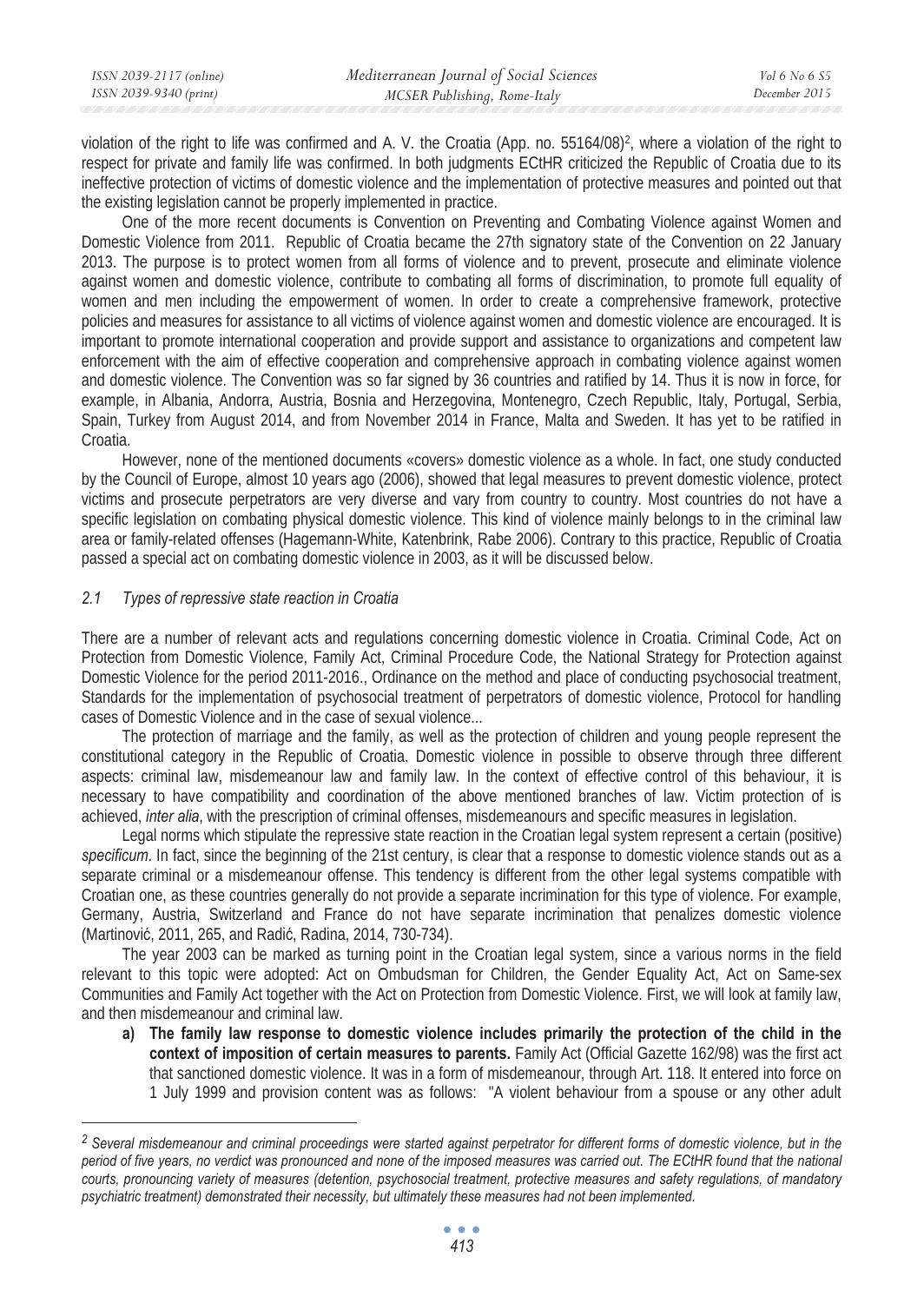violation of the right to life was confirmed and A. V. the Croatia (App. no. 55164/08)[2], where a violation of the right to respect for private and family life was confirmed. In both judgments ECtHR criticized the Republic of Croatia due to its ineffective protection of victims of domestic violence and the implementation of protective measures and pointed out that the existing legislation cannot be properly implemented in practice.

One of the more recent documents is Convention on Preventing and Combating Violence against Women and Domestic Violence from 2011. Republic of Croatia became the 27th signatory state of the Convention on 22 January 2013. The purpose is to protect women from all forms of violence and to prevent, prosecute and eliminate violence against women and domestic violence, contribute to combating all forms of discrimination, to promote full equality of women and men including the empowerment of women. In order to create a comprehensive framework, protective policies and measures for assistance to all victims of violence against women and domestic violence are encouraged. It is important to promote international cooperation and provide support and assistance to organizations and competent law enforcement with the aim of effective cooperation and comprehensive approach in combating violence against women and domestic violence. The Convention was so far signed by 36 countries and ratified by 14. Thus it is now in force, for example, in Albania, Andorra, Austria, Bosnia and Herzegovina, Montenegro, Czech Republic, Italy, Portugal, Serbia, Spain, Turkey from August 2014, and from November 2014 in France, Malta and Sweden. It has yet to be ratified in Croatia.

However, none of the mentioned documents «covers» domestic violence as a whole. In fact, one study conducted by the Council of Europe, almost 10 years ago (2006), showed that legal measures to prevent domestic violence, protect victims and prosecute perpetrators are very diverse and vary from country to country. Most countries do not have a specific legislation on combating physical domestic violence. This kind of violence mainly belongs to in the criminal law area or family-related offenses (Hagemann-White, Katenbrink, Rabe 2006). Contrary to this practice, Republic of Croatia passed a special act on combating domestic violence in 2003, as it will be discussed below.

### *2.1 Types of repressive state reaction in Croatia*

There are a number of relevant acts and regulations concerning domestic violence in Croatia. Criminal Code, Act on Protection from Domestic Violence, Family Act, Criminal Procedure Code, the National Strategy for Protection against Domestic Violence for the period 2011-2016., Ordinance on the method and place of conducting psychosocial treatment, Standards for the implementation of psychosocial treatment of perpetrators of domestic violence, Protocol for handling cases of Domestic Violence and in the case of sexual violence...

The protection of marriage and the family, as well as the protection of children and young people represent the constitutional category in the Republic of Croatia. Domestic violence in possible to observe through three different aspects: criminal law, misdemeanour law and family law. In the context of effective control of this behaviour, it is necessary to have compatibility and coordination of the above mentioned branches of law. Victim protection of is achieved, *inter alia*, with the prescription of criminal offenses, misdemeanours and specific measures in legislation.

Legal norms which stipulate the repressive state reaction in the Croatian legal system represent a certain (positive) *specificum*. In fact, since the beginning of the 21st century, is clear that a response to domestic violence stands out as a separate criminal or a misdemeanour offense. This tendency is different from the other legal systems compatible with Croatian one, as these countries generally do not provide a separate incrimination for this type of violence. For example, Germany, Austria, Switzerland and France do not have separate incrimination that penalizes domestic violence (Martinović, 2011, 265, and Radić, Radina, 2014, 730-734).

The year 2003 can be marked as turning point in the Croatian legal system, since a various norms in the field relevant to this topic were adopted: Act on Ombudsman for Children, the Gender Equality Act, Act on Same-sex Communities and Family Act together with the Act on Protection from Domestic Violence. First, we will look at family law, and then misdemeanour and criminal law.

a) **The family law response to domestic violence includes primarily the protection of the child in the context of imposition of certain measures to parents.** Family Act (Official Gazette 162/98) was the first act that sanctioned domestic violence. It was in a form of misdemeanour, through Art. 118. It entered into force on 1 July 1999 and provision content was as follows: "A violent behaviour from a spouse or any other adult

---

[2] *Several misdemeanour and criminal proceedings were started against perpetrator for different forms of domestic violence, but in the period of five years, no verdict was pronounced and none of the imposed measures was carried out. The ECtHR found that the national courts, pronouncing variety of measures (detention, psychosocial treatment, protective measures and safety regulations, of mandatory psychiatric treatment) demonstrated their necessity, but ultimately these measures had not been implemented.*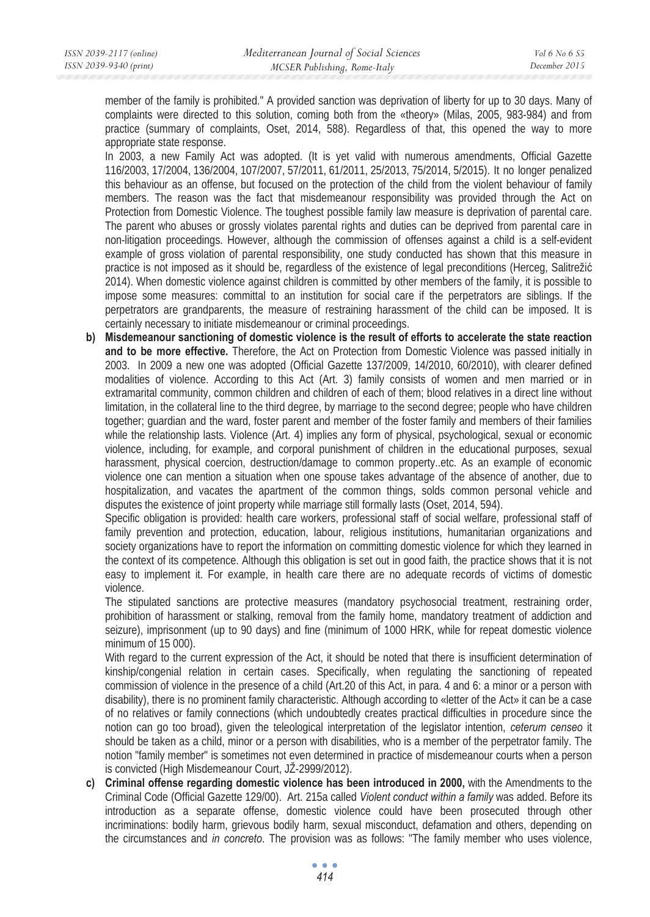member of the family is prohibited." A provided sanction was deprivation of liberty for up to 30 days. Many of complaints were directed to this solution, coming both from the «theory» (Milas, 2005, 983-984) and from practice (summary of complaints, Oset, 2014, 588). Regardless of that, this opened the way to more appropriate state response.

In 2003, a new Family Act was adopted. (It is yet valid with numerous amendments, Official Gazette 116/2003, 17/2004, 136/2004, 107/2007, 57/2011, 61/2011, 25/2013, 75/2014, 5/2015). It no longer penalized this behaviour as an offense, but focused on the protection of the child from the violent behaviour of family members. The reason was the fact that misdemeanour responsibility was provided through the Act on Protection from Domestic Violence. The toughest possible family law measure is deprivation of parental care. The parent who abuses or grossly violates parental rights and duties can be deprived from parental care in non-litigation proceedings. However, although the commission of offenses against a child is a self-evident example of gross violation of parental responsibility, one study conducted has shown that this measure in practice is not imposed as it should be, regardless of the existence of legal preconditions (Herceg, Salitrežić 2014). When domestic violence against children is committed by other members of the family, it is possible to impose some measures: committal to an institution for social care if the perpetrators are siblings. If the perpetrators are grandparents, the measure of restraining harassment of the child can be imposed. It is certainly necessary to initiate misdemeanour or criminal proceedings.

b) **Misdemeanour sanctioning of domestic violence is the result of efforts to accelerate the state reaction and to be more effective.** Therefore, the Act on Protection from Domestic Violence was passed initially in 2003. In 2009 a new one was adopted (Official Gazette 137/2009, 14/2010, 60/2010), with clearer defined modalities of violence. According to this Act (Art. 3) family consists of women and men married or in extramarital community, common children and children of each of them; blood relatives in a direct line without limitation, in the collateral line to the third degree, by marriage to the second degree; people who have children together; guardian and the ward, foster parent and member of the foster family and members of their families while the relationship lasts. Violence (Art. 4) implies any form of physical, psychological, sexual or economic violence, including, for example, and corporal punishment of children in the educational purposes, sexual harassment, physical coercion, destruction/damage to common property..etc. As an example of economic violence one can mention a situation when one spouse takes advantage of the absence of another, due to hospitalization, and vacates the apartment of the common things, solds common personal vehicle and disputes the existence of joint property while marriage still formally lasts (Oset, 2014, 594).

Specific obligation is provided: health care workers, professional staff of social welfare, professional staff of family prevention and protection, education, labour, religious institutions, humanitarian organizations and society organizations have to report the information on committing domestic violence for which they learned in the context of its competence. Although this obligation is set out in good faith, the practice shows that it is not easy to implement it. For example, in health care there are no adequate records of victims of domestic violence.

The stipulated sanctions are protective measures (mandatory psychosocial treatment, restraining order, prohibition of harassment or stalking, removal from the family home, mandatory treatment of addiction and seizure), imprisonment (up to 90 days) and fine (minimum of 1000 HRK, while for repeat domestic violence minimum of 15 000).

With regard to the current expression of the Act, it should be noted that there is insufficient determination of kinship/congenial relation in certain cases. Specifically, when regulating the sanctioning of repeated commission of violence in the presence of a child (Art.20 of this Act, in para. 4 and 6: a minor or a person with disability), there is no prominent family characteristic. Although according to «letter of the Act» it can be a case of no relatives or family connections (which undoubtedly creates practical difficulties in procedure since the notion can go too broad), given the teleological interpretation of the legislator intention, *ceterum censeo* it should be taken as a child, minor or a person with disabilities, who is a member of the perpetrator family. The notion "family member" is sometimes not even determined in practice of misdemeanour courts when a person is convicted (High Misdemeanour Court, JŽ-2999/2012).

c) **Criminal offense regarding domestic violence has been introduced in 2000,** with the Amendments to the Criminal Code (Official Gazette 129/00). Art. 215a called *Violent conduct within a family* was added. Before its introduction as a separate offense, domestic violence could have been prosecuted through other incriminations: bodily harm, grievous bodily harm, sexual misconduct, defamation and others, depending on the circumstances and *in concreto*. The provision was as follows: "The family member who uses violence,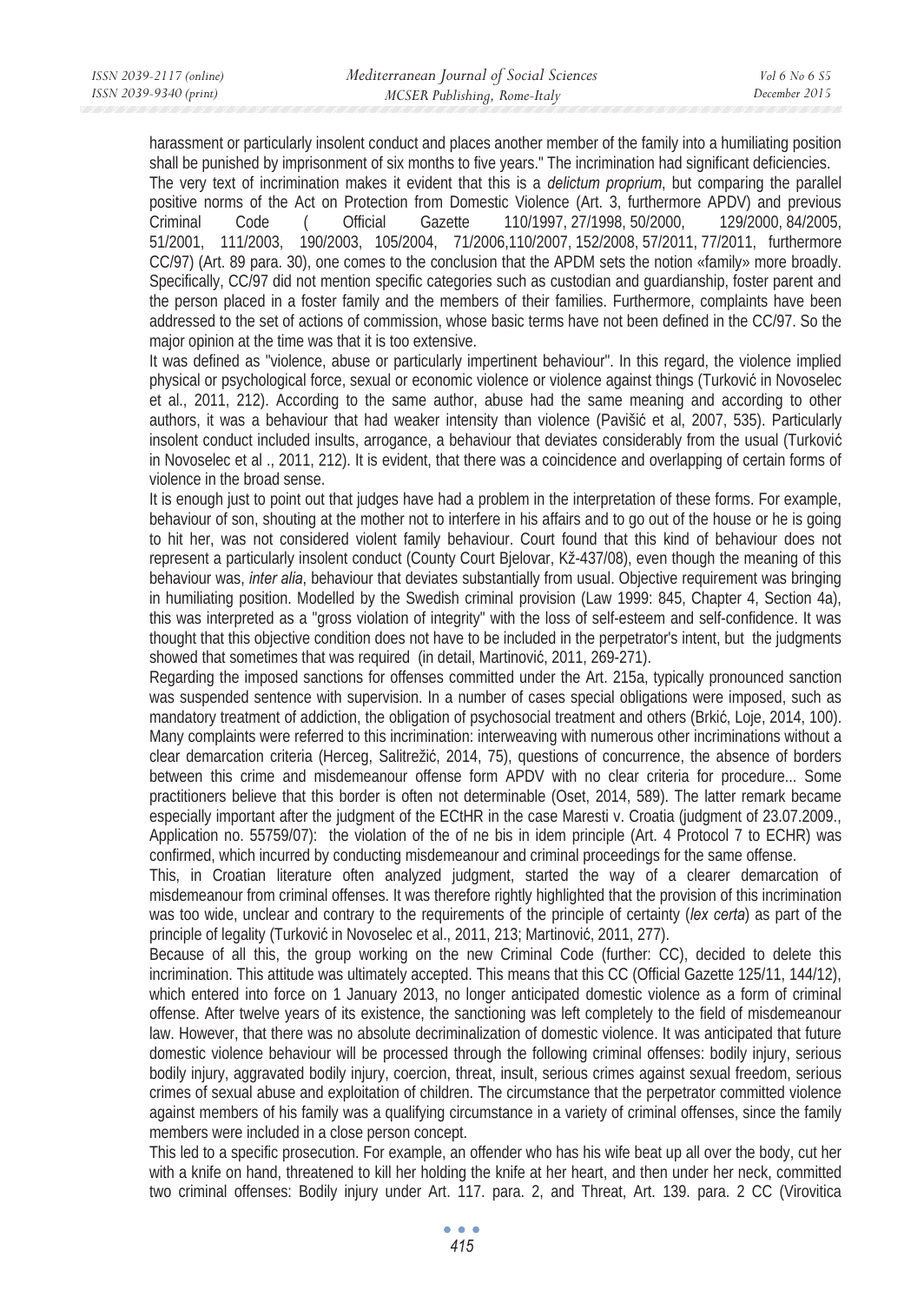harassment or particularly insolent conduct and places another member of the family into a humiliating position shall be punished by imprisonment of six months to five years." The incrimination had significant deficiencies.

The very text of incrimination makes it evident that this is a *delictum proprium*, but comparing the parallel positive norms of the Act on Protection from Domestic Violence (Art. 3, furthermore APDV) and previous Criminal Code ( Official Gazette 110/1997, 27/1998, 50/2000, 129/2000, 84/2005, 51/2001, 111/2003, 190/2003, 105/2004, 71/2006,110/2007, 152/2008, 57/2011, 77/2011, furthermore CC/97) (Art. 89 para. 30), one comes to the conclusion that the APDM sets the notion «family» more broadly. Specifically, CC/97 did not mention specific categories such as custodian and guardianship, foster parent and the person placed in a foster family and the members of their families. Furthermore, complaints have been addressed to the set of actions of commission, whose basic terms have not been defined in the CC/97. So the major opinion at the time was that it is too extensive.

It was defined as "violence, abuse or particularly impertinent behaviour". In this regard, the violence implied physical or psychological force, sexual or economic violence or violence against things (Turković in Novoselec et al., 2011, 212). According to the same author, abuse had the same meaning and according to other authors, it was a behaviour that had weaker intensity than violence (Pavišić et al, 2007, 535). Particularly insolent conduct included insults, arrogance, a behaviour that deviates considerably from the usual (Turković in Novoselec et al ., 2011, 212). It is evident, that there was a coincidence and overlapping of certain forms of violence in the broad sense.

It is enough just to point out that judges have had a problem in the interpretation of these forms. For example, behaviour of son, shouting at the mother not to interfere in his affairs and to go out of the house or he is going to hit her, was not considered violent family behaviour. Court found that this kind of behaviour does not represent a particularly insolent conduct (County Court Bjelovar, Kž-437/08), even though the meaning of this behaviour was, *inter alia*, behaviour that deviates substantially from usual. Objective requirement was bringing in humiliating position. Modelled by the Swedish criminal provision (Law 1999: 845, Chapter 4, Section 4a), this was interpreted as a "gross violation of integrity" with the loss of self-esteem and self-confidence. It was thought that this objective condition does not have to be included in the perpetrator's intent, but the judgments showed that sometimes that was required (in detail, Martinović, 2011, 269-271).

Regarding the imposed sanctions for offenses committed under the Art. 215a, typically pronounced sanction was suspended sentence with supervision. In a number of cases special obligations were imposed, such as mandatory treatment of addiction, the obligation of psychosocial treatment and others (Brkić, Loje, 2014, 100). Many complaints were referred to this incrimination: interweaving with numerous other incriminations without a clear demarcation criteria (Herceg, Salitrežić, 2014, 75), questions of concurrence, the absence of borders between this crime and misdemeanour offense form APDV with no clear criteria for procedure... Some practitioners believe that this border is often not determinable (Oset, 2014, 589). The latter remark became especially important after the judgment of the ECtHR in the case Maresti v. Croatia (judgment of 23.07.2009., Application no. 55759/07): the violation of the of ne bis in idem principle (Art. 4 Protocol 7 to ECHR) was confirmed, which incurred by conducting misdemeanour and criminal proceedings for the same offense.

This, in Croatian literature often analyzed judgment, started the way of a clearer demarcation of misdemeanour from criminal offenses. It was therefore rightly highlighted that the provision of this incrimination was too wide, unclear and contrary to the requirements of the principle of certainty (*lex certa*) as part of the principle of legality (Turković in Novoselec et al., 2011, 213; Martinović, 2011, 277).

Because of all this, the group working on the new Criminal Code (further: CC), decided to delete this incrimination. This attitude was ultimately accepted. This means that this CC (Official Gazette 125/11, 144/12), which entered into force on 1 January 2013, no longer anticipated domestic violence as a form of criminal offense. After twelve years of its existence, the sanctioning was left completely to the field of misdemeanour law. However, that there was no absolute decriminalization of domestic violence. It was anticipated that future domestic violence behaviour will be processed through the following criminal offenses: bodily injury, serious bodily injury, aggravated bodily injury, coercion, threat, insult, serious crimes against sexual freedom, serious crimes of sexual abuse and exploitation of children. The circumstance that the perpetrator committed violence against members of his family was a qualifying circumstance in a variety of criminal offenses, since the family members were included in a close person concept.

This led to a specific prosecution. For example, an offender who has his wife beat up all over the body, cut her with a knife on hand, threatened to kill her holding the knife at her heart, and then under her neck, committed two criminal offenses: Bodily injury under Art. 117. para. 2, and Threat, Art. 139. para. 2 CC (Virovitica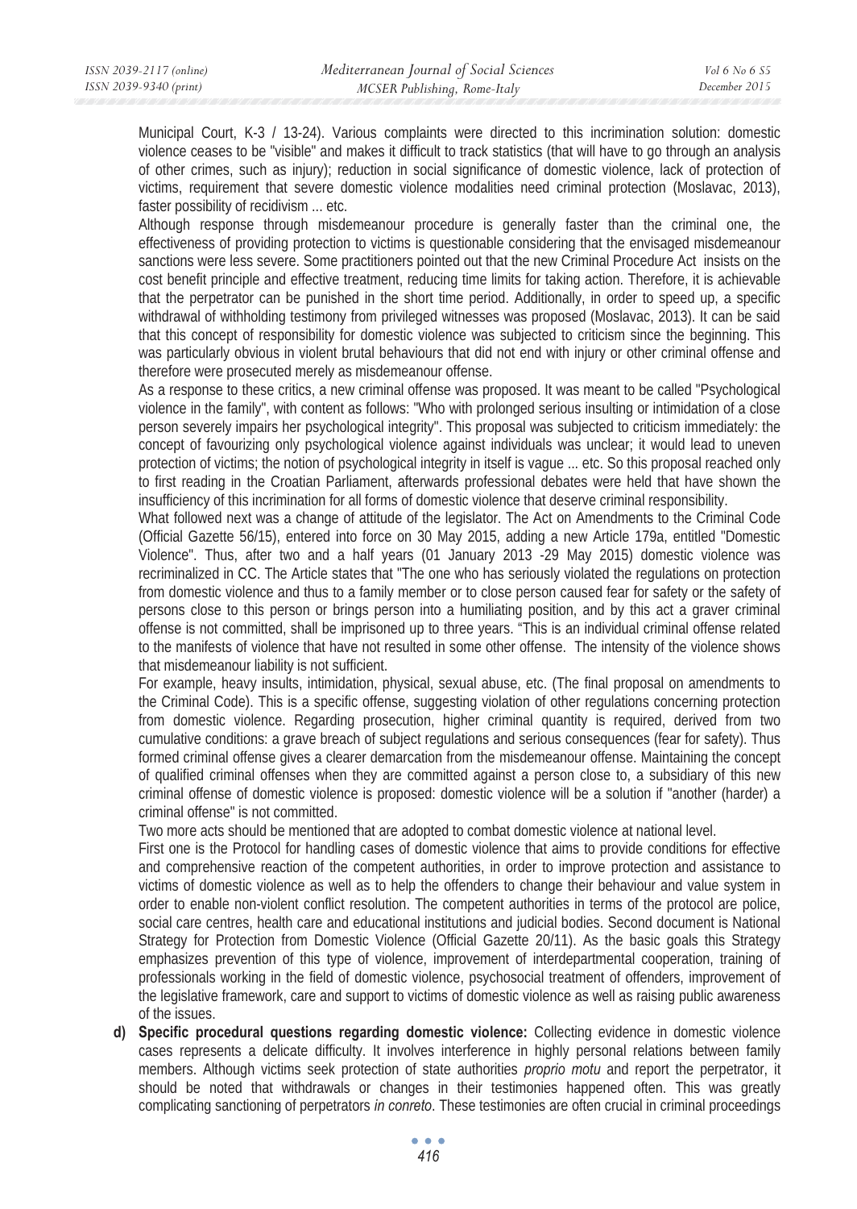Municipal Court, K-3 / 13-24). Various complaints were directed to this incrimination solution: domestic violence ceases to be "visible" and makes it difficult to track statistics (that will have to go through an analysis of other crimes, such as injury); reduction in social significance of domestic violence, lack of protection of victims, requirement that severe domestic violence modalities need criminal protection (Moslavac, 2013), faster possibility of recidivism ... etc.

Although response through misdemeanour procedure is generally faster than the criminal one, the effectiveness of providing protection to victims is questionable considering that the envisaged misdemeanour sanctions were less severe. Some practitioners pointed out that the new Criminal Procedure Act insists on the cost benefit principle and effective treatment, reducing time limits for taking action. Therefore, it is achievable that the perpetrator can be punished in the short time period. Additionally, in order to speed up, a specific withdrawal of withholding testimony from privileged witnesses was proposed (Moslavac, 2013). It can be said that this concept of responsibility for domestic violence was subjected to criticism since the beginning. This was particularly obvious in violent brutal behaviours that did not end with injury or other criminal offense and therefore were prosecuted merely as misdemeanour offense.

As a response to these critics, a new criminal offense was proposed. It was meant to be called "Psychological violence in the family", with content as follows: "Who with prolonged serious insulting or intimidation of a close person severely impairs her psychological integrity". This proposal was subjected to criticism immediately: the concept of favourizing only psychological violence against individuals was unclear; it would lead to uneven protection of victims; the notion of psychological integrity in itself is vague ... etc. So this proposal reached only to first reading in the Croatian Parliament, afterwards professional debates were held that have shown the insufficiency of this incrimination for all forms of domestic violence that deserve criminal responsibility.

What followed next was a change of attitude of the legislator. The Act on Amendments to the Criminal Code (Official Gazette 56/15), entered into force on 30 May 2015, adding a new Article 179a, entitled "Domestic Violence". Thus, after two and a half years (01 January 2013 -29 May 2015) domestic violence was recriminalized in CC. The Article states that "The one who has seriously violated the regulations on protection from domestic violence and thus to a family member or to close person caused fear for safety or the safety of persons close to this person or brings person into a humiliating position, and by this act a graver criminal offense is not committed, shall be imprisoned up to three years. "This is an individual criminal offense related to the manifests of violence that have not resulted in some other offense. The intensity of the violence shows that misdemeanour liability is not sufficient.

For example, heavy insults, intimidation, physical, sexual abuse, etc. (The final proposal on amendments to the Criminal Code). This is a specific offense, suggesting violation of other regulations concerning protection from domestic violence. Regarding prosecution, higher criminal quantity is required, derived from two cumulative conditions: a grave breach of subject regulations and serious consequences (fear for safety). Thus formed criminal offense gives a clearer demarcation from the misdemeanour offense. Maintaining the concept of qualified criminal offenses when they are committed against a person close to, a subsidiary of this new criminal offense of domestic violence is proposed: domestic violence will be a solution if "another (harder) a criminal offense" is not committed.

Two more acts should be mentioned that are adopted to combat domestic violence at national level.

First one is the Protocol for handling cases of domestic violence that aims to provide conditions for effective and comprehensive reaction of the competent authorities, in order to improve protection and assistance to victims of domestic violence as well as to help the offenders to change their behaviour and value system in order to enable non-violent conflict resolution. The competent authorities in terms of the protocol are police, social care centres, health care and educational institutions and judicial bodies. Second document is National Strategy for Protection from Domestic Violence (Official Gazette 20/11). As the basic goals this Strategy emphasizes prevention of this type of violence, improvement of interdepartmental cooperation, training of professionals working in the field of domestic violence, psychosocial treatment of offenders, improvement of the legislative framework, care and support to victims of domestic violence as well as raising public awareness of the issues.

d) **Specific procedural questions regarding domestic violence:** Collecting evidence in domestic violence cases represents a delicate difficulty. It involves interference in highly personal relations between family members. Although victims seek protection of state authorities *proprio motu* and report the perpetrator, it should be noted that withdrawals or changes in their testimonies happened often. This was greatly complicating sanctioning of perpetrators *in conreto*. These testimonies are often crucial in criminal proceedings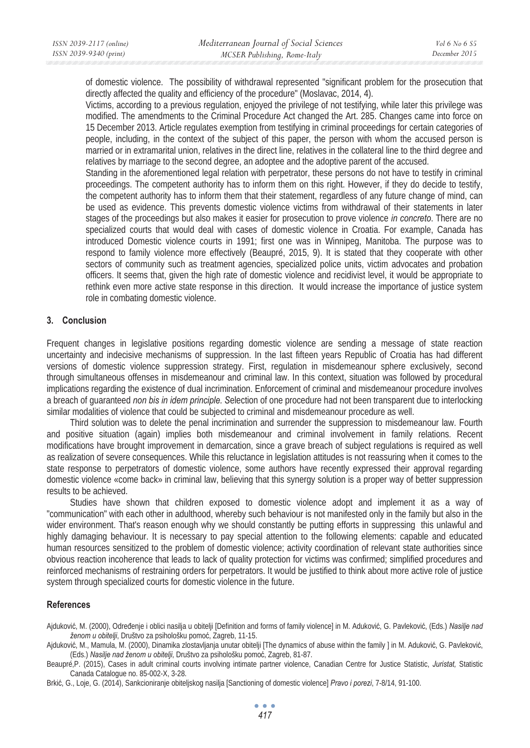of domestic violence. The possibility of withdrawal represented "significant problem for the prosecution that directly affected the quality and efficiency of the procedure" (Moslavac, 2014, 4).

Victims, according to a previous regulation, enjoyed the privilege of not testifying, while later this privilege was modified. The amendments to the Criminal Procedure Act changed the Art. 285. Changes came into force on 15 December 2013. Article regulates exemption from testifying in criminal proceedings for certain categories of people, including, in the context of the subject of this paper, the person with whom the accused person is married or in extramarital union, relatives in the direct line, relatives in the collateral line to the third degree and relatives by marriage to the second degree, an adoptee and the adoptive parent of the accused.

Standing in the aforementioned legal relation with perpetrator, these persons do not have to testify in criminal proceedings. The competent authority has to inform them on this right. However, if they do decide to testify, the competent authority has to inform them that their statement, regardless of any future change of mind, can be used as evidence. This prevents domestic violence victims from withdrawal of their statements in later stages of the proceedings but also makes it easier for prosecution to prove violence *in concreto*. There are no specialized courts that would deal with cases of domestic violence in Croatia. For example, Canada has introduced Domestic violence courts in 1991; first one was in Winnipeg, Manitoba. The purpose was to respond to family violence more effectively (Beaupré, 2015, 9). It is stated that they cooperate with other sectors of community such as treatment agencies, specialized police units, victim advocates and probation officers. It seems that, given the high rate of domestic violence and recidivist level, it would be appropriate to rethink even more active state response in this direction. It would increase the importance of justice system role in combating domestic violence.

## 3. Conclusion

Frequent changes in legislative positions regarding domestic violence are sending a message of state reaction uncertainty and indecisive mechanisms of suppression. In the last fifteen years Republic of Croatia has had different versions of domestic violence suppression strategy. First, regulation in misdemeanour sphere exclusively, second through simultaneous offenses in misdemeanour and criminal law. In this context, situation was followed by procedural implications regarding the existence of dual incrimination. Enforcement of criminal and misdemeanour procedure involves a breach of guaranteed *non bis in idem principle. S*election of one procedure had not been transparent due to interlocking similar modalities of violence that could be subjected to criminal and misdemeanour procedure as well.

Third solution was to delete the penal incrimination and surrender the suppression to misdemeanour law. Fourth and positive situation (again) implies both misdemeanour and criminal involvement in family relations. Recent modifications have brought improvement in demarcation, since a grave breach of subject regulations is required as well as realization of severe consequences. While this reluctance in legislation attitudes is not reassuring when it comes to the state response to perpetrators of domestic violence, some authors have recently expressed their approval regarding domestic violence «come back» in criminal law, believing that this synergy solution is a proper way of better suppression results to be achieved.

Studies have shown that children exposed to domestic violence adopt and implement it as a way of "communication" with each other in adulthood, whereby such behaviour is not manifested only in the family but also in the wider environment. That's reason enough why we should constantly be putting efforts in suppressing this unlawful and highly damaging behaviour. It is necessary to pay special attention to the following elements: capable and educated human resources sensitized to the problem of domestic violence; activity coordination of relevant state authorities since obvious reaction incoherence that leads to lack of quality protection for victims was confirmed; simplified procedures and reinforced mechanisms of restraining orders for perpetrators. It would be justified to think about more active role of justice system through specialized courts for domestic violence in the future.

### References

Ajduković, M. (2000), Određenje i oblici nasilja u obitelji [Definition and forms of family violence] in M. Aduković, G. Pavleković, (Eds.) *Nasilje nad ženom u obitelji*, Društvo za psihološku pomoć, Zagreb, 11-15.

Ajduković, M., Mamula, M. (2000), Dinamika zlostavljanja unutar obitelji [The dynamics of abuse within the family ] in M. Aduković, G. Pavleković, (Eds.) *Nasilje nad ženom u obitelji*, Društvo za psihološku pomoć, Zagreb, 81-87.

Beaupré,P. (2015), Cases in adult criminal courts involving intimate partner violence, Canadian Centre for Justice Statistic, *Juristat,* Statistic Canada Catalogue no. 85-002-X, 3-28.

Brkić, G., Loje, G. (2014), Sankcioniranje obiteljskog nasilja [Sanctioning of domestic violence] *Pravo i porezi*, 7-8/14, 91-100.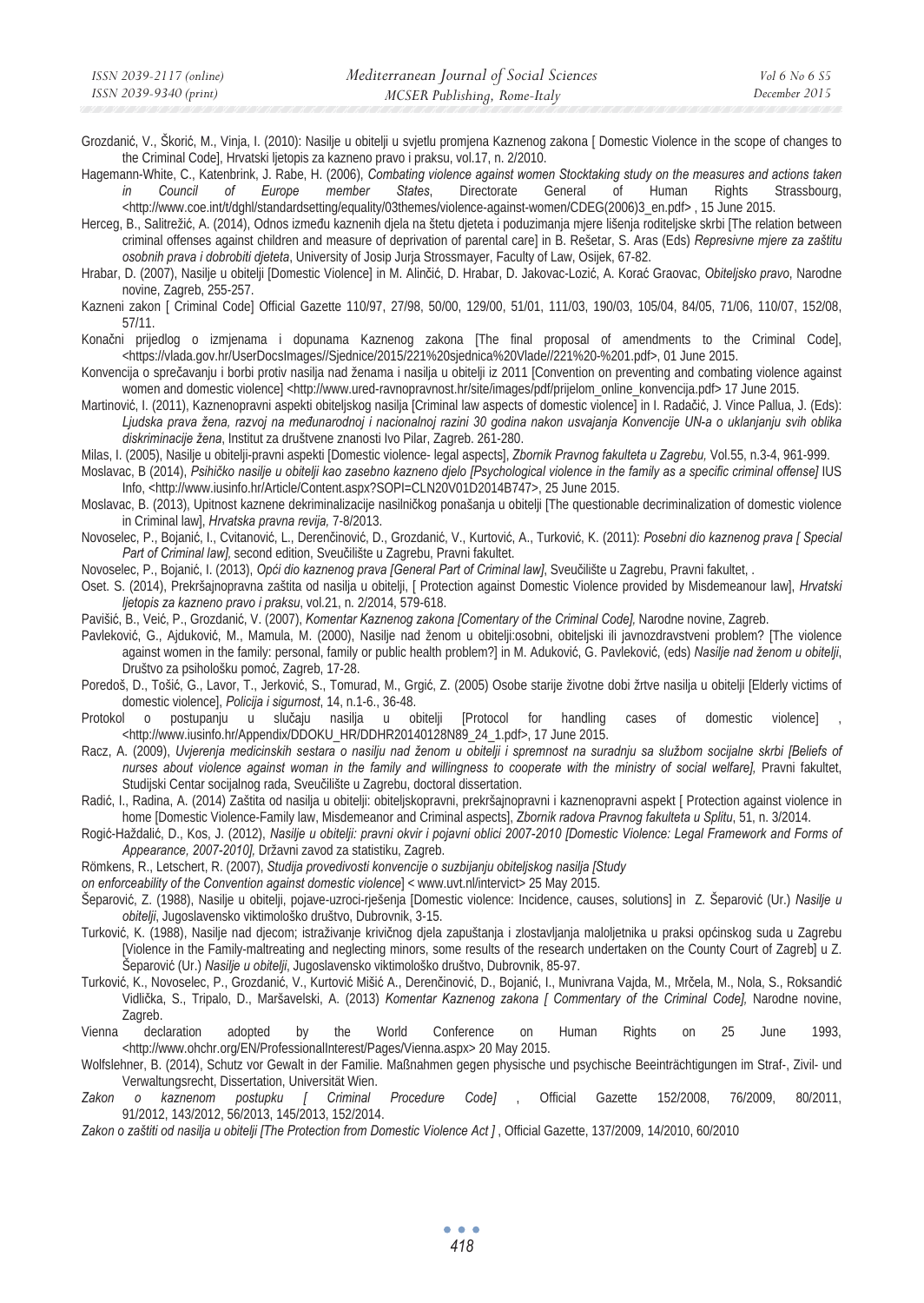Grozdanić, V., Škorić, M., Vinja, I. (2010): Nasilje u obitelji u svjetlu promjena Kaznenog zakona [ Domestic Violence in the scope of changes to the Criminal Code], Hrvatski ljetopis za kazneno pravo i praksu, vol.17, n. 2/2010.

Hagemann-White, C., Katenbrink, J. Rabe, H. (2006), *Combating violence against women Stocktaking study on the measures and actions taken in Council of Europe member States*, Directorate General of Human Rights Strassbourg, <http://www.coe.int/t/dghl/standardsetting/equality/03themes/violence-against-women/CDEG(2006)3_en.pdf> , 15 June 2015.

Herceg, B., Salitrežić, A. (2014), Odnos između kaznenih djela na štetu djeteta i poduzimanja mjere lišenja roditeljske skrbi [The relation between criminal offenses against children and measure of deprivation of parental care] in B. Rešetar, S. Aras (Eds) *Represivne mjere za zaštitu osobnih prava i dobrobiti djeteta*, University of Josip Jurja Strossmayer, Faculty of Law, Osijek, 67-82.

Hrabar, D. (2007), Nasilje u obitelji [Domestic Violence] in M. Alinčić, D. Hrabar, D. Jakovac-Lozić, A. Korać Graovac, *Obiteljsko pravo*, Narodne novine, Zagreb, 255-257.

Kazneni zakon [ Criminal Code] Official Gazette 110/97, 27/98, 50/00, 129/00, 51/01, 111/03, 190/03, 105/04, 84/05, 71/06, 110/07, 152/08, 57/11.

Konačni prijedlog o izmjenama i dopunama Kaznenog zakona [The final proposal of amendments to the Criminal Code], <https://vlada.gov.hr/UserDocsImages//Sjednice/2015/221%20sjednica%20Vlade//221%20-%201.pdf>, 01 June 2015.

Konvencija o sprečavanju i borbi protiv nasilja nad ženama i nasilja u obitelji iz 2011 [Convention on preventing and combating violence against women and domestic violence] <http://www.ured-ravnopravnost.hr/site/images/pdf/prijelom_online_konvencija.pdf> 17 June 2015.

Martinović, I. (2011), Kaznenopravni aspekti obiteljskog nasilja [Criminal law aspects of domestic violence] in I. Radačić, J. Vince Pallua, J. (Eds): *Ljudska prava žena, razvoj na međunarodnoj i nacionalnoj razini 30 godina nakon usvajanja Konvencije UN-a o uklanjanju svih oblika diskriminacije žena*, Institut za društvene znanosti Ivo Pilar, Zagreb. 261-280.

Milas, I. (2005), Nasilje u obitelji-pravni aspekti [Domestic violence- legal aspects], *Zbornik Pravnog fakulteta u Zagrebu,* Vol.55, n.3-4, 961-999.

Moslavac, B (2014), *Psihičko nasilje u obitelji kao zasebno kazneno djelo [Psychological violence in the family as a specific criminal offense]* IUS Info, <http://www.iusinfo.hr/Article/Content.aspx?SOPI=CLN20V01D2014B747>, 25 June 2015.

Moslavac, B. (2013), Upitnost kaznene dekriminalizacije nasilničkog ponašanja u obitelji [The questionable decriminalization of domestic violence in Criminal law], *Hrvatska pravna revija,* 7-8/2013.

Novoselec, P., Bojanić, I., Cvitanović, L., Derenčinović, D., Grozdanić, V., Kurtović, A., Turković, K. (2011): *Posebni dio kaznenog prava [ Special Part of Criminal law],* second edition, Sveučilište u Zagrebu, Pravni fakultet.

Novoselec, P., Bojanić, I. (2013), *Opći dio kaznenog prava [General Part of Criminal law]*, Sveučilište u Zagrebu, Pravni fakultet, .

Oset. S. (2014), Prekršajnopravna zaštita od nasilja u obitelji, [ Protection against Domestic Violence provided by Misdemeanour law], *Hrvatski ljetopis za kazneno pravo i praksu*, vol.21, n. 2/2014, 579-618.

Pavišić, B., Veić, P., Grozdanić, V. (2007), *Komentar Kaznenog zakona [Comentary of the Criminal Code],* Narodne novine, Zagreb.

Pavleković, G., Ajduković, M., Mamula, M. (2000), Nasilje nad ženom u obitelji:osobni, obiteljski ili javnozdravstveni problem? [The violence against women in the family: personal, family or public health problem?] in M. Aduković, G. Pavleković, (eds) *Nasilje nad ženom u obitelji*, Društvo za psihološku pomoć, Zagreb, 17-28.

Poredoš, D., Tošić, G., Lavor, T., Jerković, S., Tomurad, M., Grgić, Z. (2005) Osobe starije životne dobi žrtve nasilja u obitelji [Elderly victims of domestic violence], *Policija i sigurnost*, 14, n.1-6., 36-48.

Protokol o postupanju u slučaju nasilja u obitelji [Protocol for handling cases of domestic violence] , <http://www.iusinfo.hr/Appendix/DDOKU_HR/DDHR20140128N89_24_1.pdf>, 17 June 2015.

Racz, A. (2009), *Uvjerenja medicinskih sestara o nasilju nad ženom u obitelji i spremnost na suradnju sa službom socijalne skrbi [Beliefs of nurses about violence against woman in the family and willingness to cooperate with the ministry of social welfare],* Pravni fakultet, Studijski Centar socijalnog rada, Sveučilište u Zagrebu, doctoral dissertation.

Radić, I., Radina, A. (2014) Zaštita od nasilja u obitelji: obiteljskopravni, prekršajnopravni i kaznenopravni aspekt [ Protection against violence in home [Domestic Violence-Family law, Misdemeanor and Criminal aspects], *Zbornik radova Pravnog fakulteta u Splitu*, 51, n. 3/2014.

Rogić-Haždalić, D., Kos, J. (2012), *Nasilje u obitelji: pravni okvir i pojavni oblici 2007-2010 [Domestic Violence: Legal Framework and Forms of Appearance, 2007-2010],* Državni zavod za statistiku, Zagreb.

Römkens, R., Letschert, R. (2007), *Studija provedivosti konvencije o suzbijanju obiteljskog nasilja [Study on enforceability of the Convention against domestic violence*] < www.uvt.nl/intervict> 25 May 2015.

Šeparović, Z. (1988), Nasilje u obitelji, pojave-uzroci-rješenja [Domestic violence: Incidence, causes, solutions] in Z. Šeparović (Ur.) *Nasilje u obitelji*, Jugoslavensko viktimološko društvo, Dubrovnik, 3-15.

Turković, K. (1988), Nasilje nad djecom; istraživanje krivičnog djela zapuštanja i zlostavljanja maloljetnika u praksi općinskog suda u Zagrebu [Violence in the Family-maltreating and neglecting minors, some results of the research undertaken on the County Court of Zagreb] u Z. Šeparović (Ur.) *Nasilje u obitelji*, Jugoslavensko viktimološko društvo, Dubrovnik, 85-97.

Turković, K., Novoselec, P., Grozdanić, V., Kurtović Mišić, A., Derenčinović, D., Bojanić, I., Munivrana Vajda, M., Mrčela, M., Nola, S., Roksandić Vidlička, S., Tripalo, D., Maršavelski, A. (2013) *Komentar Kaznenog zakona [ Commentary of the Criminal Code],* Narodne novine, Zagreb.

Vienna declaration adopted by the World Conference on Human Rights on 25 June 1993, <http://www.ohchr.org/EN/ProfessionalInterest/Pages/Vienna.aspx> 20 May 2015.

Wolfslehner, B. (2014), Schutz vor Gewalt in der Familie. Maßnahmen gegen physische und psychische Beeinträchtigungen im Straf-, Zivil- und Verwaltungsrecht, Dissertation, Universität Wien.

*Zakon o kaznenom postupku [ Criminal Procedure Code]* , Official Gazette 152/2008, 76/2009, 80/2011, 91/2012, 143/2012, 56/2013, 145/2013, 152/2014.

*Zakon o zaštiti od nasilja u obitelji [The Protection from Domestic Violence Act ]* , Official Gazette, 137/2009, 14/2010, 60/2010